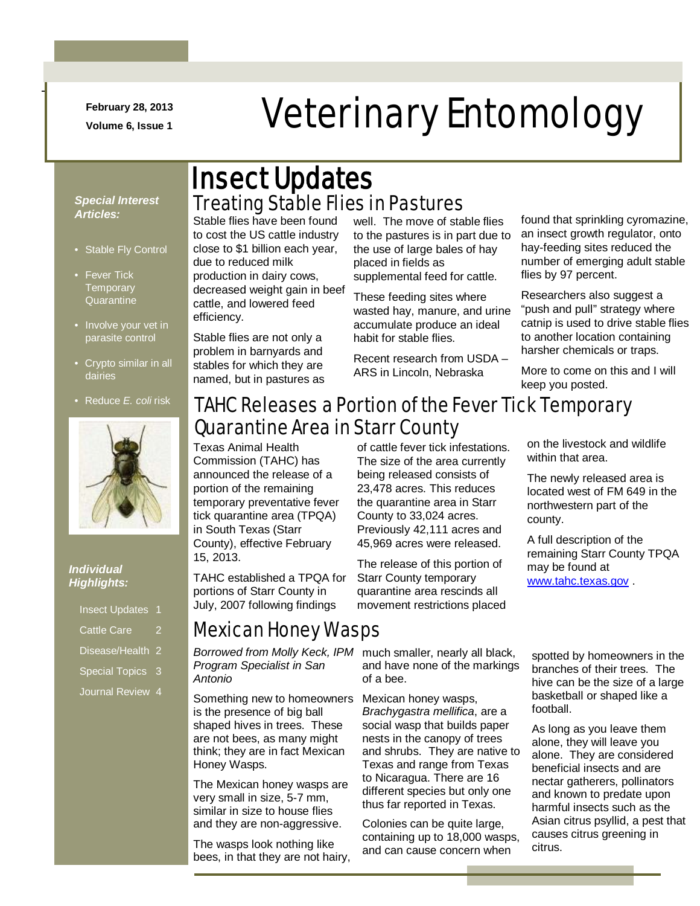February 28, 2013

Volume 6, Issue 1

# Veterinary Entomology

***Special Interest Articles:***

- Stable Fly Control
- Fever Tick Temporary Quarantine
- Involve your vet in parasite control
- Crypto similar in all dairies
- Reduce *E. coli* risk

***Individual Highlights:***

| | |
|---|---|
| Insect Updates | 1 |
| Cattle Care | 2 |
| Disease/Health | 2 |
| Special Topics | 3 |
| Journal Review | 4 |

## Insect Updates

### Treating Stable Flies in Pastures

Stable flies have been found to cost the US cattle industry close to $1 billion each year, due to reduced milk production in dairy cows, decreased weight gain in beef cattle, and lowered feed efficiency.

Stable flies are not only a problem in barnyards and stables for which they are named, but in pastures as well. The move of stable flies to the pastures is in part due to the use of large bales of hay placed in fields as supplemental feed for cattle.

These feeding sites where wasted hay, manure, and urine accumulate produce an ideal habit for stable flies.

Recent research from USDA – ARS in Lincoln, Nebraska found that sprinkling cyromazine, an insect growth regulator, onto hay-feeding sites reduced the number of emerging adult stable flies by 97 percent.

Researchers also suggest a "push and pull" strategy where catnip is used to drive stable flies to another location containing harsher chemicals or traps.

More to come on this and I will keep you posted.

### TAHC Releases a Portion of the Fever Tick Temporary Quarantine Area in Starr County

Texas Animal Health Commission (TAHC) has announced the release of a portion of the remaining temporary preventative fever tick quarantine area (TPQA) in South Texas (Starr County), effective February 15, 2013.

TAHC established a TPQA for portions of Starr County in July, 2007 following findings of cattle fever tick infestations. The size of the area currently being released consists of 23,478 acres. This reduces the quarantine area in Starr County to 33,024 acres. Previously 42,111 acres and 45,969 acres were released.

The release of this portion of Starr County temporary quarantine area rescinds all movement restrictions placed on the livestock and wildlife within that area.

The newly released area is located west of FM 649 in the northwestern part of the county.

A full description of the remaining Starr County TPQA may be found at [www.tahc.texas.gov](www.tahc.texas.gov) .

### Mexican Honey Wasps

*Borrowed from Molly Keck, IPM Program Specialist in San Antonio*

Something new to homeowners is the presence of big ball shaped hives in trees. These are not bees, as many might think; they are in fact Mexican Honey Wasps.

The Mexican honey wasps are very small in size, 5-7 mm, similar in size to house flies and they are non-aggressive.

The wasps look nothing like bees, in that they are not hairy, much smaller, nearly all black, and have none of the markings of a bee.

Mexican honey wasps, *Brachygastra mellifica*, are a social wasp that builds paper nests in the canopy of trees and shrubs. They are native to Texas and range from Texas to Nicaragua. There are 16 different species but only one thus far reported in Texas.

Colonies can be quite large, containing up to 18,000 wasps, and can cause concern when spotted by homeowners in the branches of their trees. The hive can be the size of a large basketball or shaped like a football.

As long as you leave them alone, they will leave you alone. They are considered beneficial insects and are nectar gatherers, pollinators and known to predate upon harmful insects such as the Asian citrus psyllid, a pest that causes citrus greening in citrus.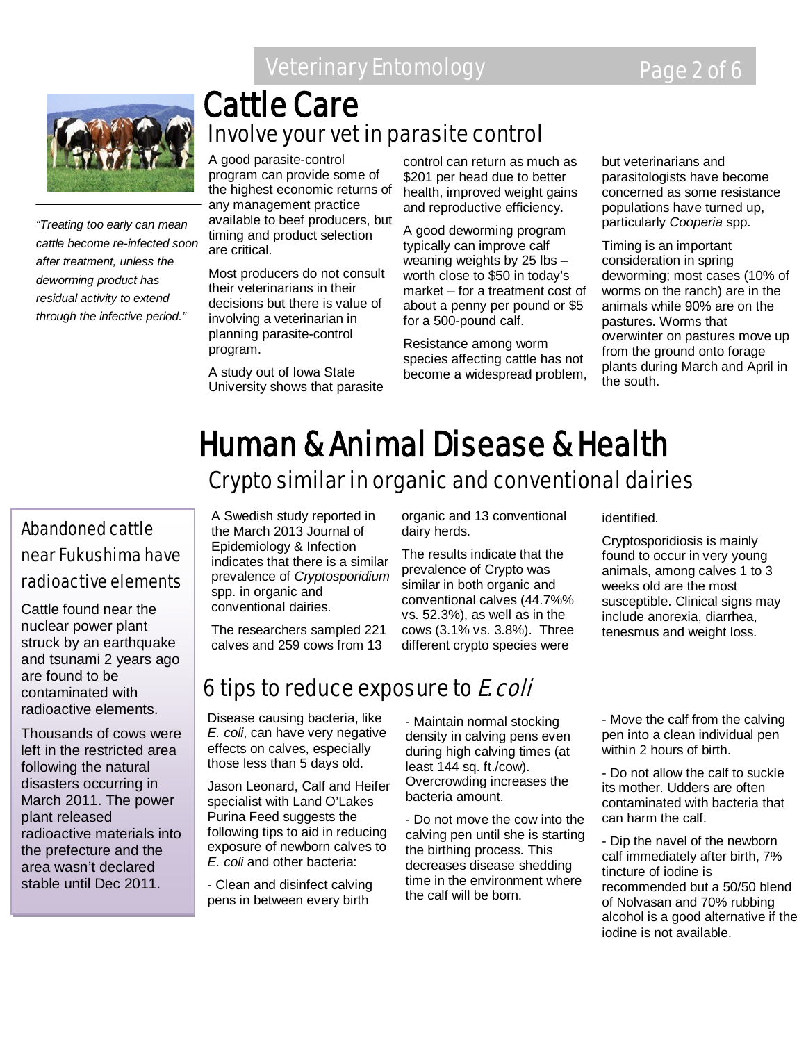# Cattle Care

## Involve your vet in parasite control

*"Treating too early can mean cattle become re-infected soon after treatment, unless the deworming product has residual activity to extend through the infective period."*

A good parasite-control program can provide some of the highest economic returns of any management practice available to beef producers, but timing and product selection are critical.

Most producers do not consult their veterinarians in their decisions but there is value of involving a veterinarian in planning parasite-control program.

A study out of Iowa State University shows that parasite control can return as much as \$201 per head due to better health, improved weight gains and reproductive efficiency.

A good deworming program typically can improve calf weaning weights by 25 lbs – worth close to \$50 in today's market – for a treatment cost of about a penny per pound or \$5 for a 500-pound calf.

Resistance among worm species affecting cattle has not become a widespread problem, but veterinarians and parasitologists have become concerned as some resistance populations have turned up, particularly *Cooperia* spp.

Timing is an important consideration in spring deworming; most cases (10% of worms on the ranch) are in the animals while 90% are on the pastures. Worms that overwinter on pastures move up from the ground onto forage plants during March and April in the south.

# Human & Animal Disease & Health

## Crypto similar in organic and conventional dairies

A Swedish study reported in the March 2013 Journal of Epidemiology & Infection indicates that there is a similar prevalence of *Cryptosporidium* spp. in organic and conventional dairies.

The researchers sampled 221 calves and 259 cows from 13 organic and 13 conventional dairy herds.

The results indicate that the prevalence of Crypto was similar in both organic and conventional calves (44.7%% vs. 52.3%), as well as in the cows (3.1% vs. 3.8%). Three different crypto species were identified.

Cryptosporidiosis is mainly found to occur in very young animals, among calves 1 to 3 weeks old are the most susceptible. Clinical signs may include anorexia, diarrhea, tenesmus and weight loss.

### Abandoned cattle near Fukushima have radioactive elements

Cattle found near the nuclear power plant struck by an earthquake and tsunami 2 years ago are found to be contaminated with radioactive elements.

Thousands of cows were left in the restricted area following the natural disasters occurring in March 2011. The power plant released radioactive materials into the prefecture and the area wasn't declared stable until Dec 2011.

## 6 tips to reduce exposure to *E. coli*

Disease causing bacteria, like *E. coli*, can have very negative effects on calves, especially those less than 5 days old.

Jason Leonard, Calf and Heifer specialist with Land O'Lakes Purina Feed suggests the following tips to aid in reducing exposure of newborn calves to *E. coli* and other bacteria:

- Clean and disinfect calving pens in between every birth
- Maintain normal stocking density in calving pens even during high calving times (at least 144 sq. ft./cow). Overcrowding increases the bacteria amount.
- Do not move the cow into the calving pen until she is starting the birthing process. This decreases disease shedding time in the environment where the calf will be born.
- Move the calf from the calving pen into a clean individual pen within 2 hours of birth.
- Do not allow the calf to suckle its mother. Udders are often contaminated with bacteria that can harm the calf.
- Dip the navel of the newborn calf immediately after birth, 7% tincture of iodine is recommended but a 50/50 blend of Nolvasan and 70% rubbing alcohol is a good alternative if the iodine is not available.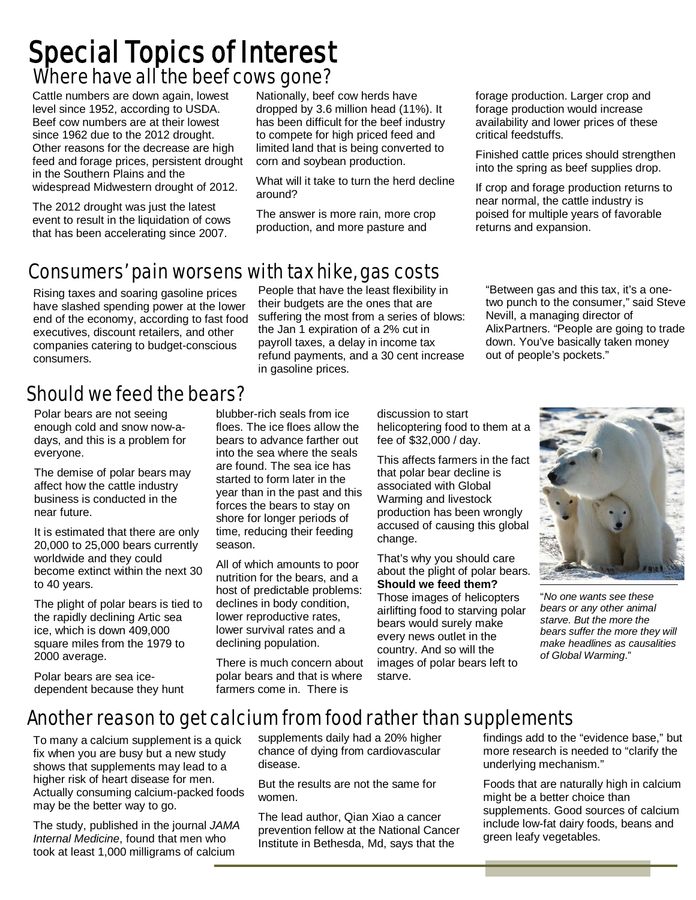# Special Topics of Interest

## Where have all the beef cows gone?

Cattle numbers are down again, lowest level since 1952, according to USDA. Beef cow numbers are at their lowest since 1962 due to the 2012 drought. Other reasons for the decrease are high feed and forage prices, persistent drought in the Southern Plains and the widespread Midwestern drought of 2012.

The 2012 drought was just the latest event to result in the liquidation of cows that has been accelerating since 2007.

Nationally, beef cow herds have dropped by 3.6 million head (11%). It has been difficult for the beef industry to compete for high priced feed and limited land that is being converted to corn and soybean production.

What will it take to turn the herd decline around?

The answer is more rain, more crop production, and more pasture and forage production. Larger crop and forage production would increase availability and lower prices of these critical feedstuffs.

Finished cattle prices should strengthen into the spring as beef supplies drop.

If crop and forage production returns to near normal, the cattle industry is poised for multiple years of favorable returns and expansion.

## Consumers' pain worsens with tax hike, gas costs

Rising taxes and soaring gasoline prices have slashed spending power at the lower end of the economy, according to fast food executives, discount retailers, and other companies catering to budget-conscious consumers.

People that have the least flexibility in their budgets are the ones that are suffering the most from a series of blows: the Jan 1 expiration of a 2% cut in payroll taxes, a delay in income tax refund payments, and a 30 cent increase in gasoline prices.

"Between gas and this tax, it's a one-two punch to the consumer," said Steve Nevill, a managing director of AlixPartners. "People are going to trade down. You've basically taken money out of people's pockets."

## Should we feed the bears?

Polar bears are not seeing enough cold and snow now-a-days, and this is a problem for everyone.

The demise of polar bears may affect how the cattle industry business is conducted in the near future.

It is estimated that there are only 20,000 to 25,000 bears currently worldwide and they could become extinct within the next 30 to 40 years.

The plight of polar bears is tied to the rapidly declining Artic sea ice, which is down 409,000 square miles from the 1979 to 2000 average.

Polar bears are sea ice-dependent because they hunt blubber-rich seals from ice floes. The ice floes allow the bears to advance farther out into the sea where the seals are found. The sea ice has started to form later in the year than in the past and this forces the bears to stay on shore for longer periods of time, reducing their feeding season.

All of which amounts to poor nutrition for the bears, and a host of predictable problems: declines in body condition, lower reproductive rates, lower survival rates and a declining population.

There is much concern about polar bears and that is where farmers come in. There is discussion to start helicoptering food to them at a fee of $32,000 / day.

This affects farmers in the fact that polar bear decline is associated with Global Warming and livestock production has been wrongly accused of causing this global change.

That's why you should care about the plight of polar bears. **Should we feed them?** Those images of helicopters airlifting food to starving polar bears would surely make every news outlet in the country. And so will the images of polar bears left to starve.

"*No one wants see these bears or any other animal starve. But the more the bears suffer the more they will make headlines as causalities of Global Warming*."

## Another reason to get calcium from food rather than supplements

To many a calcium supplement is a quick fix when you are busy but a new study shows that supplements may lead to a higher risk of heart disease for men. Actually consuming calcium-packed foods may be the better way to go.

The study, published in the journal *JAMA Internal Medicine*, found that men who took at least 1,000 milligrams of calcium supplements daily had a 20% higher chance of dying from cardiovascular disease.

But the results are not the same for women.

The lead author, Qian Xiao a cancer prevention fellow at the National Cancer Institute in Bethesda, Md, says that the findings add to the "evidence base," but more research is needed to "clarify the underlying mechanism."

Foods that are naturally high in calcium might be a better choice than supplements. Good sources of calcium include low-fat dairy foods, beans and green leafy vegetables.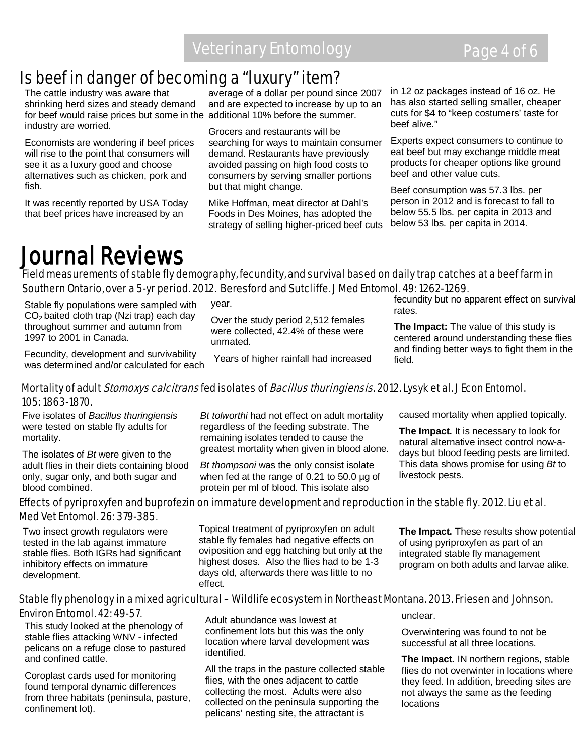# Is beef in danger of becoming a "luxury" item?

The cattle industry was aware that shrinking herd sizes and steady demand for beef would raise prices but some in the industry are worried.

Economists are wondering if beef prices will rise to the point that consumers will see it as a luxury good and choose alternatives such as chicken, pork and fish.

It was recently reported by USA Today that beef prices have increased by an average of a dollar per pound since 2007 and are expected to increase by up to an additional 10% before the summer.

Grocers and restaurants will be searching for ways to maintain consumer demand. Restaurants have previously avoided passing on high food costs to consumers by serving smaller portions but that might change.

Mike Hoffman, meat director at Dahl's Foods in Des Moines, has adopted the strategy of selling higher-priced beef cuts in 12 oz packages instead of 16 oz. He has also started selling smaller, cheaper cuts for $4 to "keep costumers' taste for beef alive."

Experts expect consumers to continue to eat beef but may exchange middle meat products for cheaper options like ground beef and other value cuts.

Beef consumption was 57.3 lbs. per person in 2012 and is forecast to fall to below 55.5 lbs. per capita in 2013 and below 53 lbs. per capita in 2014.

# Journal Reviews

## Field measurements of stable fly demography, fecundity, and survival based on daily trap catches at a beef farm in Southern Ontario, over a 5-yr period. 2012. Beresford and Sutcliffe. J Med Entomol. 49: 1262-1269.

Stable fly populations were sampled with $CO_2$ baited cloth trap (Nzi trap) each day throughout summer and autumn from 1997 to 2001 in Canada.

Fecundity, development and survivability was determined and/or calculated for each year.

Over the study period 2,512 females were collected, 42.4% of these were unmated.

Years of higher rainfall had increased fecundity but no apparent effect on survival rates.

**The Impact:** The value of this study is centered around understanding these flies and finding better ways to fight them in the field.

## Mortality of adult *Stomoxys calcitrans* fed isolates of *Bacillus thuringiensis*. 2012. Lysyk et al. J Econ Entomol. 105: 1863-1870.

Five isolates of *Bacillus thuringiensis* were tested on stable fly adults for mortality.

The isolates of *Bt* were given to the adult flies in their diets containing blood only, sugar only, and both sugar and blood combined.

*Bt tolworthi* had not effect on adult mortality regardless of the feeding substrate. The remaining isolates tended to cause the greatest mortality when given in blood alone.

*Bt thompsoni* was the only consist isolate when fed at the range of 0.21 to 50.0 µg of protein per ml of blood. This isolate also caused mortality when applied topically.

**The Impact.** It is necessary to look for natural alternative insect control now-a-days but blood feeding pests are limited. This data shows promise for using *Bt* to livestock pests.

## Effects of pyriproxyfen and buprofezin on immature development and reproduction in the stable fly. 2012. Liu et al. Med Vet Entomol. 26: 379-385.

Two insect growth regulators were tested in the lab against immature stable flies. Both IGRs had significant inhibitory effects on immature development.

Topical treatment of pyriproxyfen on adult stable fly females had negative effects on oviposition and egg hatching but only at the highest doses. Also the flies had to be 1-3 days old, afterwards there was little to no effect.

**The Impact.** These results show potential of using pyriproxyfen as part of an integrated stable fly management program on both adults and larvae alike.

## Stable fly phenology in a mixed agricultural – Wildlife ecosystem in Northeast Montana. 2013. Friesen and Johnson. Environ Entomol. 42: 49-57.

This study looked at the phenology of stable flies attacking WNV - infected pelicans on a refuge close to pastured and confined cattle.

Coroplast cards used for monitoring found temporal dynamic differences from three habitats (peninsula, pasture, confinement lot).

Adult abundance was lowest at confinement lots but this was the only location where larval development was identified.

All the traps in the pasture collected stable flies, with the ones adjacent to cattle collecting the most. Adults were also collected on the peninsula supporting the pelicans' nesting site, the attractant is unclear.

Overwintering was found to not be successful at all three locations.

**The Impact.** IN northern regions, stable flies do not overwinter in locations where they feed. In addition, breeding sites are not always the same as the feeding locations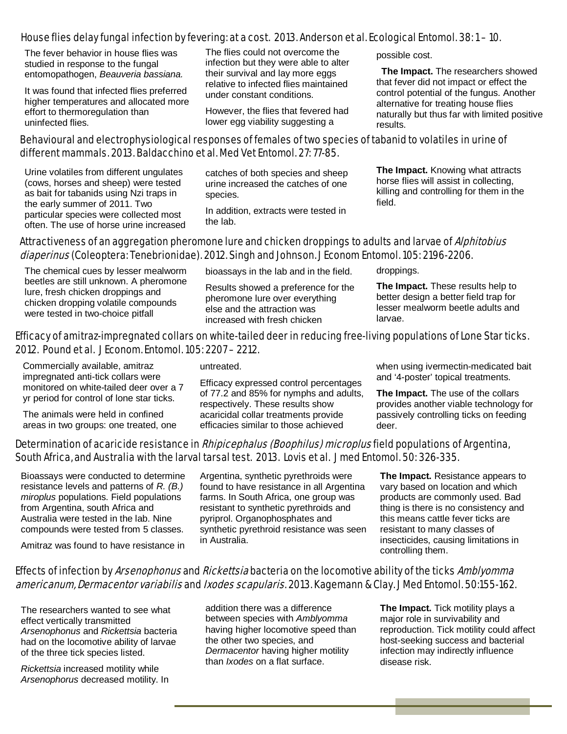## House flies delay fungal infection by fevering: at a cost. 2013. Anderson et al. Ecological Entomol. 38: 1 – 10.

The fever behavior in house flies was studied in response to the fungal entomopathogen, *Beauveria bassiana.*

It was found that infected flies preferred higher temperatures and allocated more effort to thermoregulation than uninfected flies.

The flies could not overcome the infection but they were able to alter their survival and lay more eggs relative to infected flies maintained under constant conditions.

However, the flies that fevered had lower egg viability suggesting a possible cost.

**The Impact.** The researchers showed that fever did not impact or effect the control potential of the fungus. Another alternative for treating house flies naturally but thus far with limited positive results.

## Behavioural and electrophysiological responses of females of two species of tabanid to volatiles in urine of different mammals. 2013. Baldacchino et al. Med Vet Entomol. 27: 77-85.

Urine volatiles from different ungulates (cows, horses and sheep) were tested as bait for tabanids using Nzi traps in the early summer of 2011. Two particular species were collected most often. The use of horse urine increased catches of both species and sheep urine increased the catches of one species.

In addition, extracts were tested in the lab.

**The Impact.** Knowing what attracts horse flies will assist in collecting, killing and controlling for them in the field.

## Attractiveness of an aggregation pheromone lure and chicken droppings to adults and larvae of *Alphitobius diaperinus* (Coleoptera: Tenebrionidae). 2012. Singh and Johnson. J Econom Entomol. 105: 2196-2206.

The chemical cues by lesser mealworm beetles are still unknown. A pheromone lure, fresh chicken droppings and chicken dropping volatile compounds were tested in two-choice pitfall bioassays in the lab and in the field.

Results showed a preference for the pheromone lure over everything else and the attraction was increased with fresh chicken droppings.

**The Impact.** These results help to better design a better field trap for lesser mealworm beetle adults and larvae.

## Efficacy of amitraz-impregnated collars on white-tailed deer in reducing free-living populations of Lone Star ticks. 2012. Pound et al. J Econom. Entomol. 105: 2207 – 2212.

Commercially available, amitraz impregnated anti-tick collars were monitored on white-tailed deer over a 7 yr period for control of lone star ticks.

The animals were held in confined areas in two groups: one treated, one untreated.

Efficacy expressed control percentages of 77.2 and 85% for nymphs and adults, respectively. These results show acaricidal collar treatments provide efficacies similar to those achieved when using ivermectin-medicated bait and '4-poster' topical treatments.

**The Impact.** The use of the collars provides another viable technology for passively controlling ticks on feeding deer.

## Determination of acaricide resistance in *Rhipicephalus (Boophilus) microplus* field populations of Argentina, South Africa, and Australia with the larval tarsal test. 2013. Lovis et al. J med Entomol. 50: 326-335.

Bioassays were conducted to determine resistance levels and patterns of *R. (B.) miroplus* populations. Field populations from Argentina, south Africa and Australia were tested in the lab. Nine compounds were tested from 5 classes.

Amitraz was found to have resistance in Argentina, synthetic pyrethroids were found to have resistance in all Argentina farms. In South Africa, one group was resistant to synthetic pyrethroids and pyriprol. Organophosphates and synthetic pyrethroid resistance was seen in Australia.

**The Impact.** Resistance appears to vary based on location and which products are commonly used. Bad thing is there is no consistency and this means cattle fever ticks are resistant to many classes of insecticides, causing limitations in controlling them.

## Effects of infection by *Arsenophonus* and *Rickettsia* bacteria on the locomotive ability of the ticks *Amblyomma americanum, Dermacentor variabilis* and *Ixodes scapularis*. 2013. Kagemann & Clay. J Med Entomol. 50:155-162.

The researchers wanted to see what effect vertically transmitted *Arsenophonus* and *Rickettsia* bacteria had on the locomotive ability of larvae of the three tick species listed.

*Rickettsia* increased motility while *Arsenophorus* decreased motility. In addition there was a difference between species with *Amblyomma* having higher locomotive speed than the other two species, and *Dermacentor* having higher motility than *Ixodes* on a flat surface.

**The Impact.** Tick motility plays a major role in survivability and reproduction. Tick motility could affect host-seeking success and bacterial infection may indirectly influence disease risk.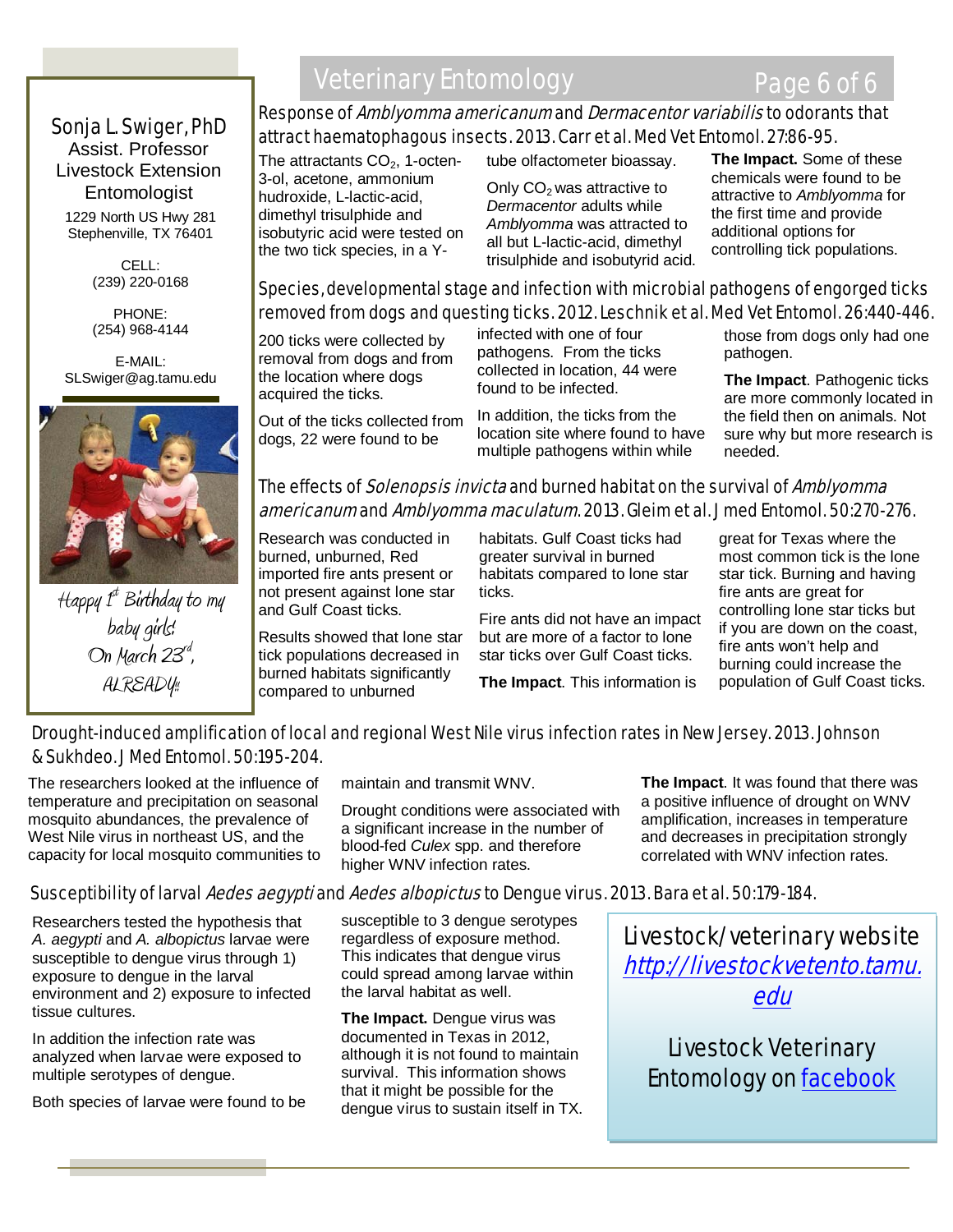Sonja L. Swiger, PhD
Assist. Professor
Livestock Extension Entomologist

1229 North US Hwy 281
Stephenville, TX 76401

CELL:
(239) 220-0168

PHONE:
(254) 968-4144

E-MAIL:
SLSwiger@ag.tamu.edu

Happy 1st Birthday to my baby girls! On March 23rd, ALREADY!!

## Veterinary Entomology

### Response of *Amblyomma americanum* and *Dermacentor variabilis* to odorants that attract haematophagous insects. 2013. Carr et al. Med Vet Entomol. 27:86-95.

The attractants $CO_2$, 1-octen-3-ol, acetone, ammonium hudroxide, L-lactic-acid, dimethyl trisulphide and isobutyric acid were tested on the two tick species, in a Y-tube olfactometer bioassay.

Only $CO_2$ was attractive to *Dermacentor* adults while *Amblyomma* was attracted to all but L-lactic-acid, dimethyl trisulphide and isobutyrid acid.

**The Impact.** Some of these chemicals were found to be attractive to *Amblyomma* for the first time and provide additional options for controlling tick populations.

### Species, developmental stage and infection with microbial pathogens of engorged ticks removed from dogs and questing ticks. 2012. Leschnik et al. Med Vet Entomol. 26:440-446.

200 ticks were collected by removal from dogs and from the location where dogs acquired the ticks.

Out of the ticks collected from dogs, 22 were found to be infected with one of four pathogens. From the ticks collected in location, 44 were found to be infected.

In addition, the ticks from the location site where found to have multiple pathogens within while those from dogs only had one pathogen.

**The Impact**. Pathogenic ticks are more commonly located in the field then on animals. Not sure why but more research is needed.

### The effects of *Solenopsis invicta* and burned habitat on the survival of *Amblyomma americanum* and *Amblyomma maculatum*. 2013. Gleim et al. J med Entomol. 50:270-276.

Research was conducted in burned, unburned, Red imported fire ants present or not present against lone star and Gulf Coast ticks.

Results showed that lone star tick populations decreased in burned habitats significantly compared to unburned habitats. Gulf Coast ticks had greater survival in burned habitats compared to lone star ticks.

Fire ants did not have an impact but are more of a factor to lone star ticks over Gulf Coast ticks.

**The Impact**. This information is great for Texas where the most common tick is the lone star tick. Burning and having fire ants are great for controlling lone star ticks but if you are down on the coast, fire ants won't help and burning could increase the population of Gulf Coast ticks.

### Drought-induced amplification of local and regional West Nile virus infection rates in New Jersey. 2013. Johnson & Sukhdeo. J Med Entomol. 50:195-204.

The researchers looked at the influence of temperature and precipitation on seasonal mosquito abundances, the prevalence of West Nile virus in northeast US, and the capacity for local mosquito communities to maintain and transmit WNV.

Drought conditions were associated with a significant increase in the number of blood-fed *Culex* spp. and therefore higher WNV infection rates.

**The Impact**. It was found that there was a positive influence of drought on WNV amplification, increases in temperature and decreases in precipitation strongly correlated with WNV infection rates.

### Susceptibility of larval *Aedes aegypti* and *Aedes albopictus* to Dengue virus. 2013. Bara et al. 50:179-184.

Researchers tested the hypothesis that *A. aegypti* and *A. albopictus* larvae were susceptible to dengue virus through 1) exposure to dengue in the larval environment and 2) exposure to infected tissue cultures.

In addition the infection rate was analyzed when larvae were exposed to multiple serotypes of dengue.

Both species of larvae were found to be susceptible to 3 dengue serotypes regardless of exposure method. This indicates that dengue virus could spread among larvae within the larval habitat as well.

**The Impact.** Dengue virus was documented in Texas in 2012, although it is not found to maintain survival. This information shows that it might be possible for the dengue virus to sustain itself in TX.

Livestock/veterinary website
[http://livestockvetento.tamu.edu](http://livestockvetento.tamu.edu)

Livestock Veterinary Entomology on facebook